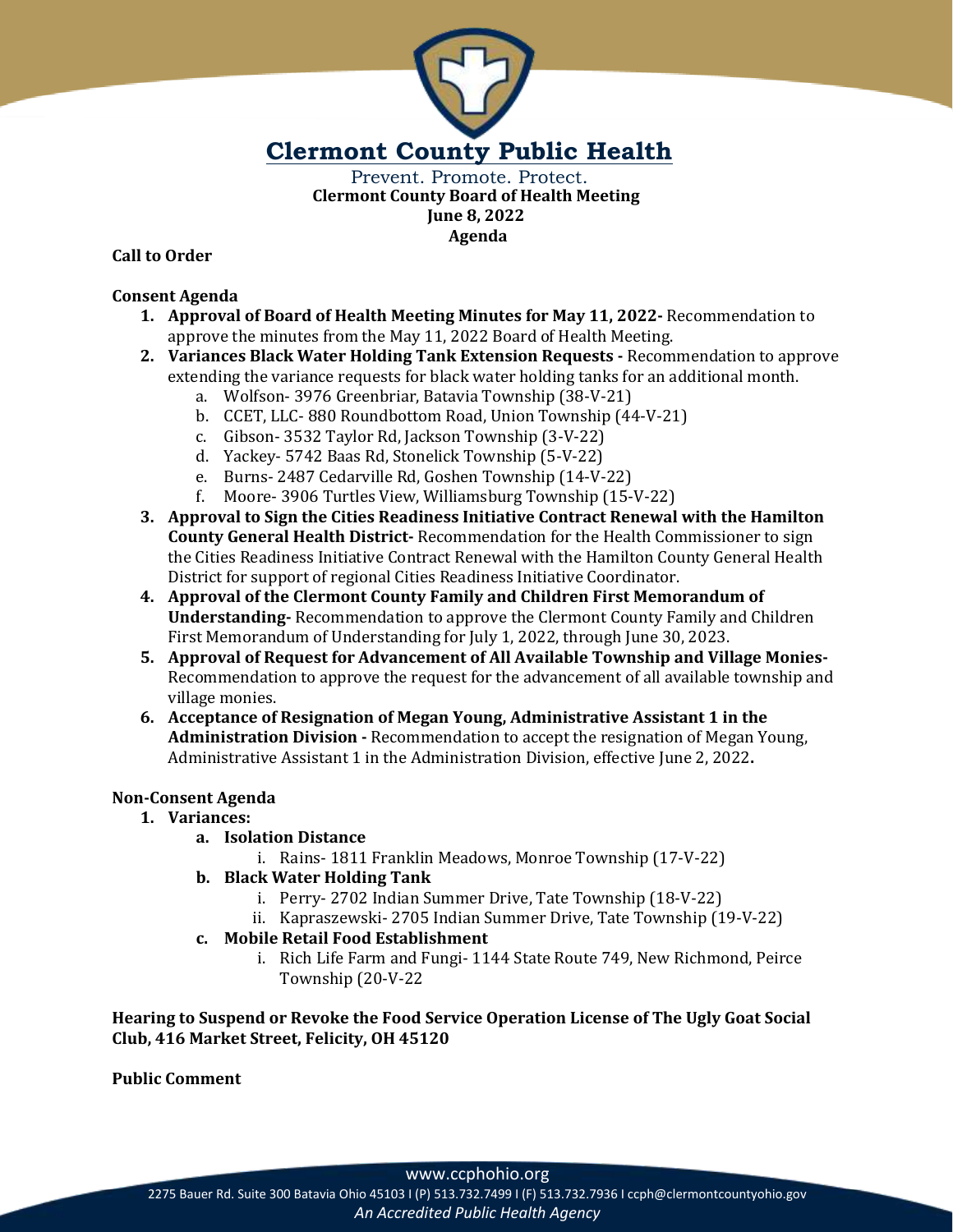# Clermont County Public Health

Prevent. Promote. Protect.

**Clermont County Board of Health Meeting**
**June 8, 2022**
**Agenda**

**Call to Order**

**Consent Agenda**

1. **Approval of Board of Health Meeting Minutes for May 11, 2022-** Recommendation to approve the minutes from the May 11, 2022 Board of Health Meeting.
2. **Variances Black Water Holding Tank Extension Requests -** Recommendation to approve extending the variance requests for black water holding tanks for an additional month.
   a. Wolfson- 3976 Greenbriar, Batavia Township (38-V-21)
   b. CCET, LLC- 880 Roundbottom Road, Union Township (44-V-21)
   c. Gibson- 3532 Taylor Rd, Jackson Township (3-V-22)
   d. Yackey- 5742 Baas Rd, Stonelick Township (5-V-22)
   e. Burns- 2487 Cedarville Rd, Goshen Township (14-V-22)
   f. Moore- 3906 Turtles View, Williamsburg Township (15-V-22)
3. **Approval to Sign the Cities Readiness Initiative Contract Renewal with the Hamilton County General Health District-** Recommendation for the Health Commissioner to sign the Cities Readiness Initiative Contract Renewal with the Hamilton County General Health District for support of regional Cities Readiness Initiative Coordinator.
4. **Approval of the Clermont County Family and Children First Memorandum of Understanding-** Recommendation to approve the Clermont County Family and Children First Memorandum of Understanding for July 1, 2022, through June 30, 2023.
5. **Approval of Request for Advancement of All Available Township and Village Monies-** Recommendation to approve the request for the advancement of all available township and village monies.
6. **Acceptance of Resignation of Megan Young, Administrative Assistant 1 in the Administration Division -** Recommendation to accept the resignation of Megan Young, Administrative Assistant 1 in the Administration Division, effective June 2, 2022**.**

**Non-Consent Agenda**

1. **Variances:**
   a. **Isolation Distance**
      i. Rains- 1811 Franklin Meadows, Monroe Township (17-V-22)
   b. **Black Water Holding Tank**
      i. Perry- 2702 Indian Summer Drive, Tate Township (18-V-22)
      ii. Kapraszewski- 2705 Indian Summer Drive, Tate Township (19-V-22)
   c. **Mobile Retail Food Establishment**
      i. Rich Life Farm and Fungi- 1144 State Route 749, New Richmond, Peirce Township (20-V-22

**Hearing to Suspend or Revoke the Food Service Operation License of The Ugly Goat Social Club, 416 Market Street, Felicity, OH 45120**

**Public Comment**

www.ccphohio.org

2275 Bauer Rd. Suite 300 Batavia Ohio 45103 I (P) 513.732.7499 I (F) 513.732.7936 I ccph@clermontcountyohio.gov

*An Accredited Public Health Agency*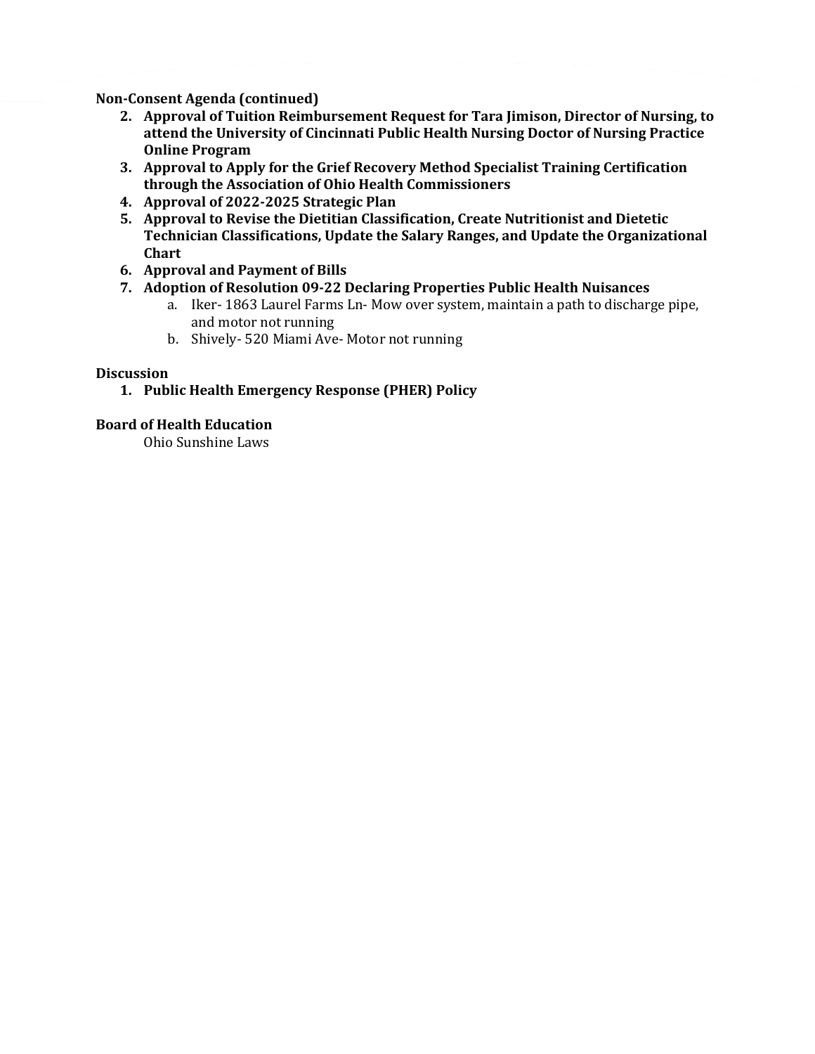**Non-Consent Agenda (continued)**

2. **Approval of Tuition Reimbursement Request for Tara Jimison, Director of Nursing, to attend the University of Cincinnati Public Health Nursing Doctor of Nursing Practice Online Program**
3. **Approval to Apply for the Grief Recovery Method Specialist Training Certification through the Association of Ohio Health Commissioners**
4. **Approval of 2022-2025 Strategic Plan**
5. **Approval to Revise the Dietitian Classification, Create Nutritionist and Dietetic Technician Classifications, Update the Salary Ranges, and Update the Organizational Chart**
6. **Approval and Payment of Bills**
7. **Adoption of Resolution 09-22 Declaring Properties Public Health Nuisances**
    a. Iker- 1863 Laurel Farms Ln- Mow over system, maintain a path to discharge pipe, and motor not running
    b. Shively- 520 Miami Ave- Motor not running

**Discussion**

1. **Public Health Emergency Response (PHER) Policy**

**Board of Health Education**

Ohio Sunshine Laws